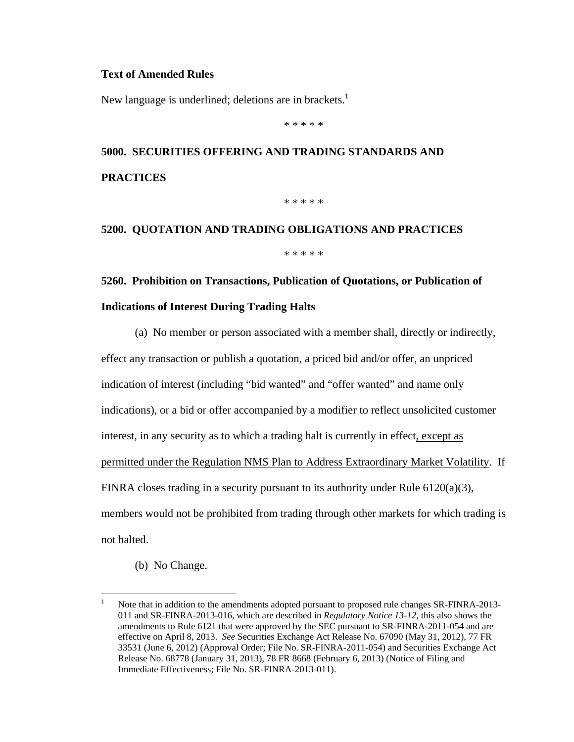**Text of Amended Rules**

New language is underlined; deletions are in brackets.[1]

\* \* \* \* \*

**5000. SECURITIES OFFERING AND TRADING STANDARDS AND PRACTICES**

\* \* \* \* \*

**5200. QUOTATION AND TRADING OBLIGATIONS AND PRACTICES**

\* \* \* \* \*

**5260. Prohibition on Transactions, Publication of Quotations, or Publication of Indications of Interest During Trading Halts**

(a) No member or person associated with a member shall, directly or indirectly, effect any transaction or publish a quotation, a priced bid and/or offer, an unpriced indication of interest (including "bid wanted" and "offer wanted" and name only indications), or a bid or offer accompanied by a modifier to reflect unsolicited customer interest, in any security as to which a trading halt is currently in effect<u>, except as permitted under the Regulation NMS Plan to Address Extraordinary Market Volatility</u>. If FINRA closes trading in a security pursuant to its authority under Rule 6120(a)(3), members would not be prohibited from trading through other markets for which trading is not halted.

(b) No Change.

---

[1] Note that in addition to the amendments adopted pursuant to proposed rule changes SR-FINRA-2013-011 and SR-FINRA-2013-016, which are described in *Regulatory Notice 13-12*, this also shows the amendments to Rule 6121 that were approved by the SEC pursuant to SR-FINRA-2011-054 and are effective on April 8, 2013. *See* Securities Exchange Act Release No. 67090 (May 31, 2012), 77 FR 33531 (June 6, 2012) (Approval Order; File No. SR-FINRA-2011-054) and Securities Exchange Act Release No. 68778 (January 31, 2013), 78 FR 8668 (February 6, 2013) (Notice of Filing and Immediate Effectiveness; File No. SR-FINRA-2013-011).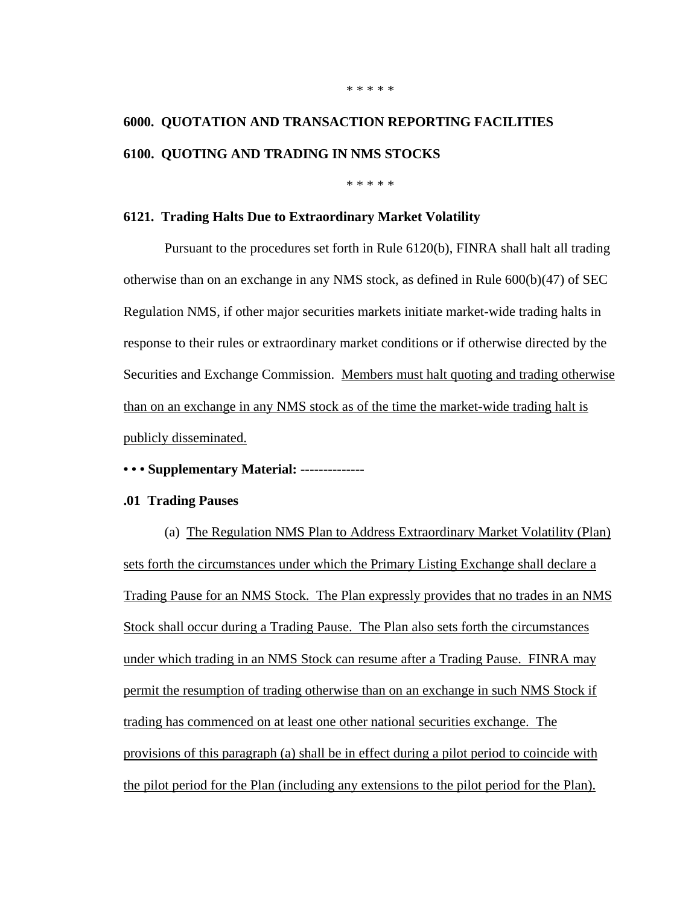\* \* \* \* \*

**6000. QUOTATION AND TRANSACTION REPORTING FACILITIES**

**6100. QUOTING AND TRADING IN NMS STOCKS**

\* \* \* \* \*

**6121. Trading Halts Due to Extraordinary Market Volatility**

Pursuant to the procedures set forth in Rule 6120(b), FINRA shall halt all trading otherwise than on an exchange in any NMS stock, as defined in Rule 600(b)(47) of SEC Regulation NMS, if other major securities markets initiate market-wide trading halts in response to their rules or extraordinary market conditions or if otherwise directed by the Securities and Exchange Commission. <u>Members must halt quoting and trading otherwise than on an exchange in any NMS stock as of the time the market-wide trading halt is publicly disseminated.</u>

**• • • Supplementary Material: --------------**

**.01 Trading Pauses**

(a) <u>The Regulation NMS Plan to Address Extraordinary Market Volatility (Plan) sets forth the circumstances under which the Primary Listing Exchange shall declare a Trading Pause for an NMS Stock. The Plan expressly provides that no trades in an NMS Stock shall occur during a Trading Pause. The Plan also sets forth the circumstances under which trading in an NMS Stock can resume after a Trading Pause. FINRA may permit the resumption of trading otherwise than on an exchange in such NMS Stock if trading has commenced on at least one other national securities exchange. The provisions of this paragraph (a) shall be in effect during a pilot period to coincide with the pilot period for the Plan (including any extensions to the pilot period for the Plan).</u>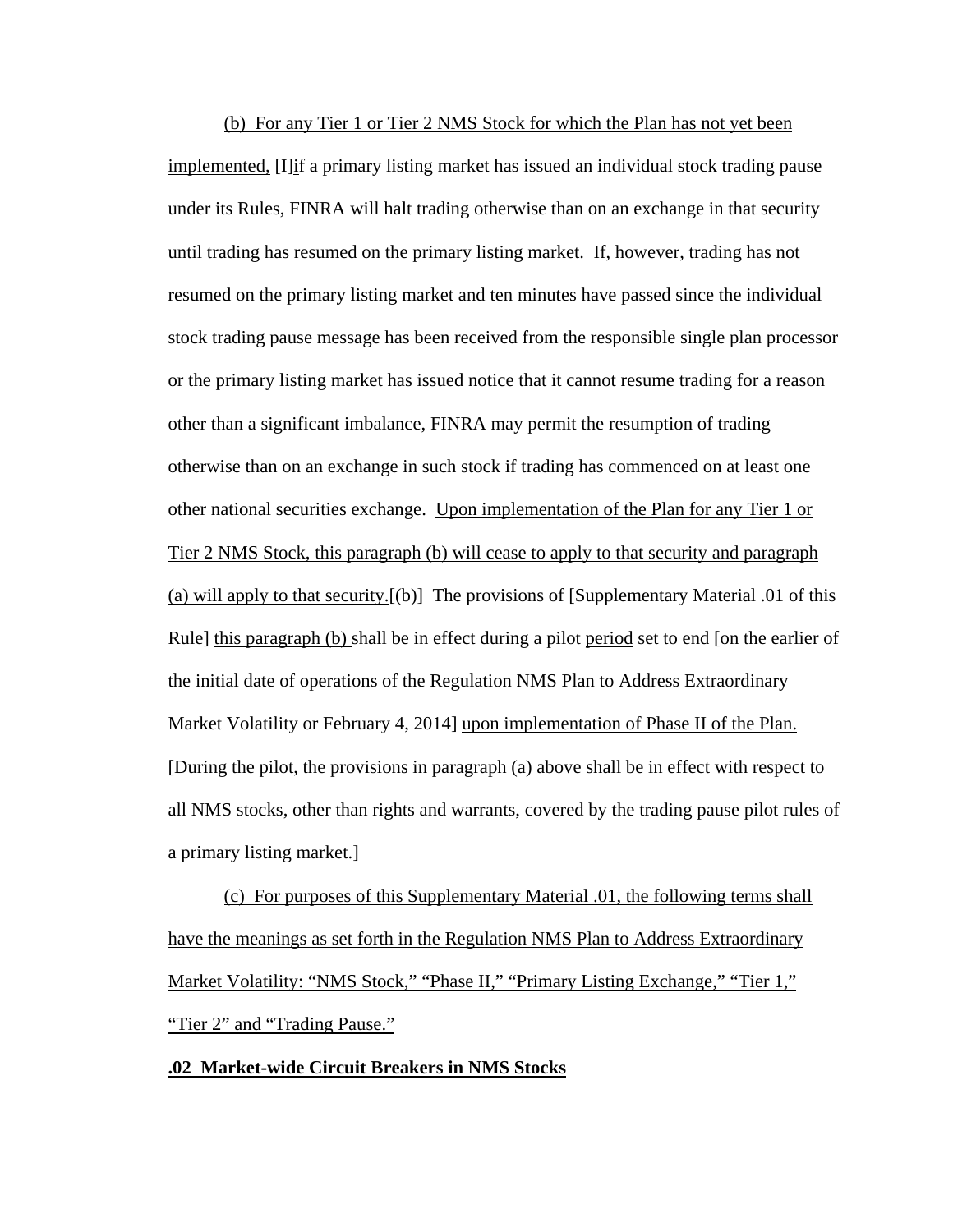(b) For any Tier 1 or Tier 2 NMS Stock for which the Plan has not yet been implemented, [I]if a primary listing market has issued an individual stock trading pause under its Rules, FINRA will halt trading otherwise than on an exchange in that security until trading has resumed on the primary listing market. If, however, trading has not resumed on the primary listing market and ten minutes have passed since the individual stock trading pause message has been received from the responsible single plan processor or the primary listing market has issued notice that it cannot resume trading for a reason other than a significant imbalance, FINRA may permit the resumption of trading otherwise than on an exchange in such stock if trading has commenced on at least one other national securities exchange. Upon implementation of the Plan for any Tier 1 or Tier 2 NMS Stock, this paragraph (b) will cease to apply to that security and paragraph (a) will apply to that security.[(b)] The provisions of [Supplementary Material .01 of this Rule] this paragraph (b) shall be in effect during a pilot period set to end [on the earlier of the initial date of operations of the Regulation NMS Plan to Address Extraordinary Market Volatility or February 4, 2014] upon implementation of Phase II of the Plan. [During the pilot, the provisions in paragraph (a) above shall be in effect with respect to all NMS stocks, other than rights and warrants, covered by the trading pause pilot rules of a primary listing market.]

(c) For purposes of this Supplementary Material .01, the following terms shall have the meanings as set forth in the Regulation NMS Plan to Address Extraordinary Market Volatility: "NMS Stock," "Phase II," "Primary Listing Exchange," "Tier 1," "Tier 2" and "Trading Pause."

**.02 Market-wide Circuit Breakers in NMS Stocks**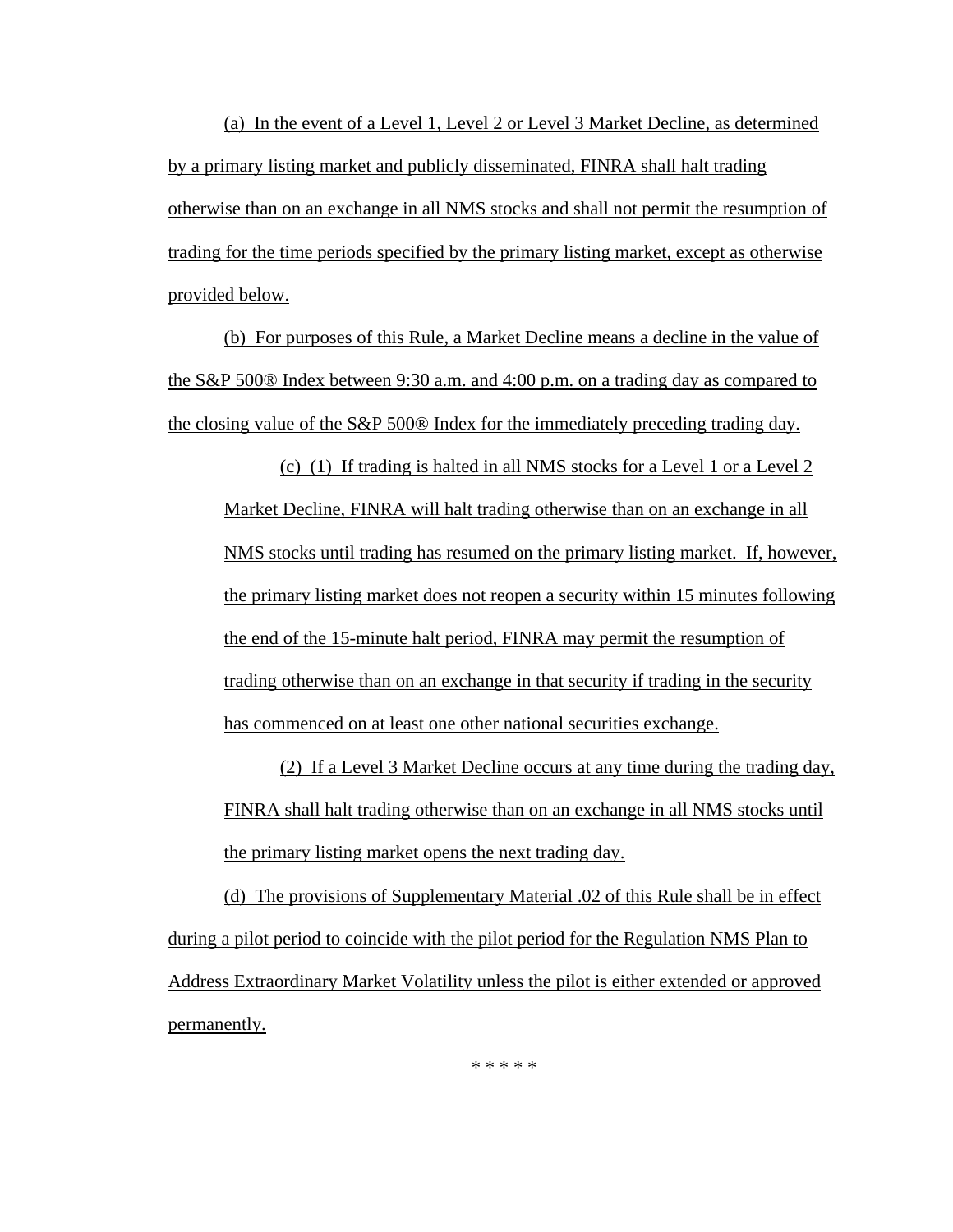(a) In the event of a Level 1, Level 2 or Level 3 Market Decline, as determined by a primary listing market and publicly disseminated, FINRA shall halt trading otherwise than on an exchange in all NMS stocks and shall not permit the resumption of trading for the time periods specified by the primary listing market, except as otherwise provided below.

(b) For purposes of this Rule, a Market Decline means a decline in the value of the S&P 500® Index between 9:30 a.m. and 4:00 p.m. on a trading day as compared to the closing value of the S&P 500® Index for the immediately preceding trading day.

> (c) (1) If trading is halted in all NMS stocks for a Level 1 or a Level 2 Market Decline, FINRA will halt trading otherwise than on an exchange in all NMS stocks until trading has resumed on the primary listing market. If, however, the primary listing market does not reopen a security within 15 minutes following the end of the 15-minute halt period, FINRA may permit the resumption of trading otherwise than on an exchange in that security if trading in the security has commenced on at least one other national securities exchange.
>
> (2) If a Level 3 Market Decline occurs at any time during the trading day, FINRA shall halt trading otherwise than on an exchange in all NMS stocks until the primary listing market opens the next trading day.

(d) The provisions of Supplementary Material .02 of this Rule shall be in effect during a pilot period to coincide with the pilot period for the Regulation NMS Plan to Address Extraordinary Market Volatility unless the pilot is either extended or approved permanently.

\* \* \* \* \*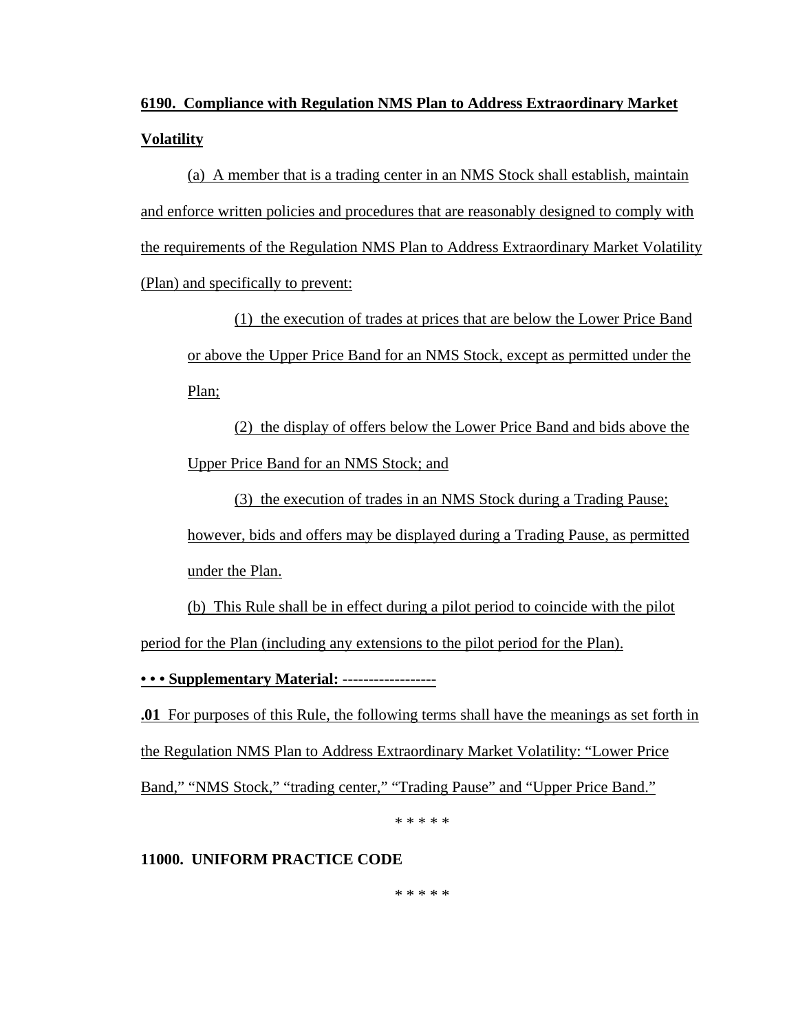**6190. Compliance with Regulation NMS Plan to Address Extraordinary Market Volatility**

(a) A member that is a trading center in an NMS Stock shall establish, maintain and enforce written policies and procedures that are reasonably designed to comply with the requirements of the Regulation NMS Plan to Address Extraordinary Market Volatility (Plan) and specifically to prevent:

(1) the execution of trades at prices that are below the Lower Price Band or above the Upper Price Band for an NMS Stock, except as permitted under the Plan;

(2) the display of offers below the Lower Price Band and bids above the Upper Price Band for an NMS Stock; and

(3) the execution of trades in an NMS Stock during a Trading Pause; however, bids and offers may be displayed during a Trading Pause, as permitted under the Plan.

(b) This Rule shall be in effect during a pilot period to coincide with the pilot period for the Plan (including any extensions to the pilot period for the Plan).

**• • • Supplementary Material: ------------------**

**.01** For purposes of this Rule, the following terms shall have the meanings as set forth in the Regulation NMS Plan to Address Extraordinary Market Volatility: "Lower Price Band," "NMS Stock," "trading center," "Trading Pause" and "Upper Price Band."

\* \* \* \* \*

**11000. UNIFORM PRACTICE CODE**

\* \* \* \* \*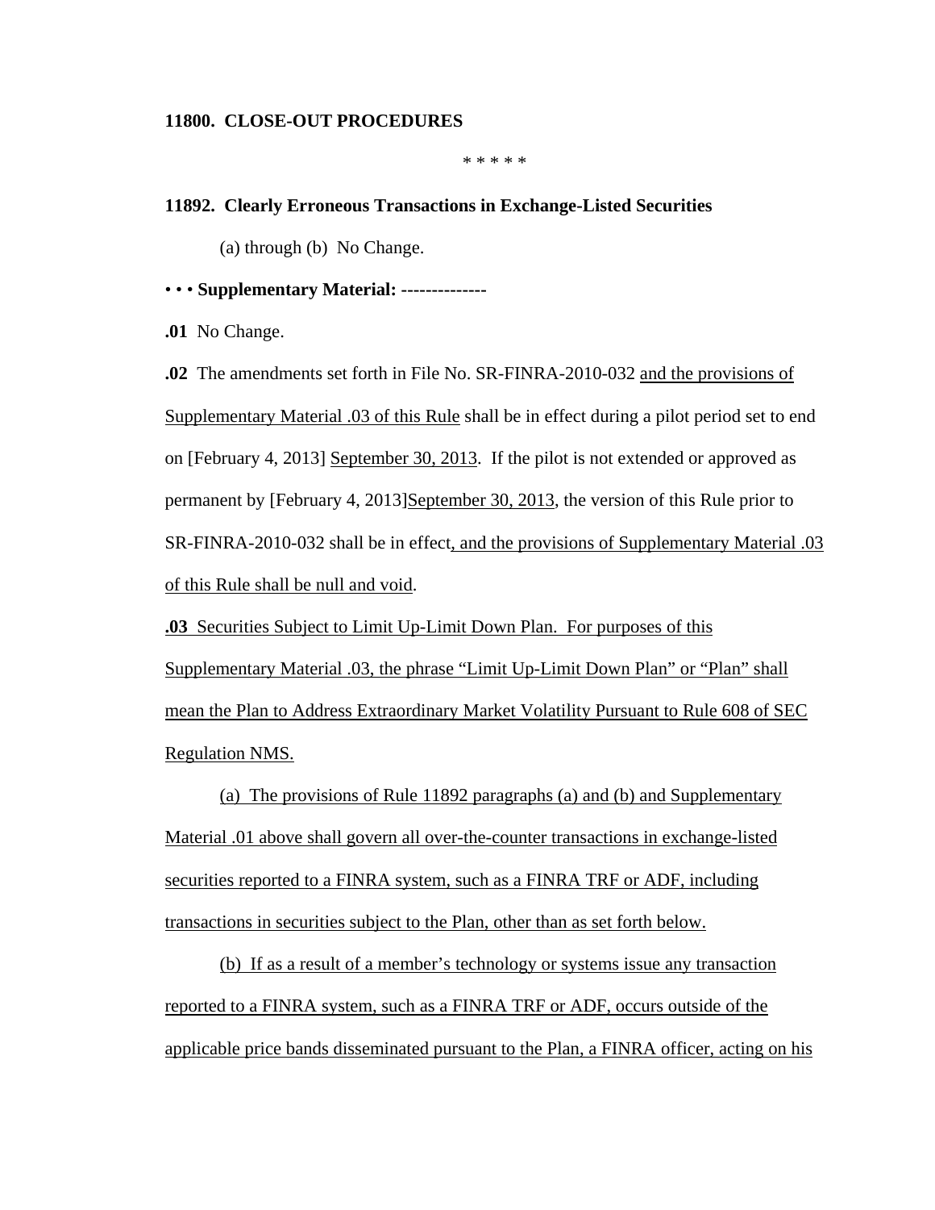**11800. CLOSE-OUT PROCEDURES**

\* \* \* \* \*

**11892. Clearly Erroneous Transactions in Exchange-Listed Securities**

(a) through (b) No Change.

• • • **Supplementary Material: --------------**

**.01** No Change.

**.02** The amendments set forth in File No. SR-FINRA-2010-032 <u>and the provisions of Supplementary Material .03 of this Rule</u> shall be in effect during a pilot period set to end on [February 4, 2013] <u>September 30, 2013</u>. If the pilot is not extended or approved as permanent by [February 4, 2013]<u>September 30, 2013</u>, the version of this Rule prior to SR-FINRA-2010-032 shall be in effect<u>, and the provisions of Supplementary Material .03 of this Rule shall be null and void</u>.

<u>**.03** Securities Subject to Limit Up-Limit Down Plan. For purposes of this Supplementary Material .03, the phrase "Limit Up-Limit Down Plan" or "Plan" shall mean the Plan to Address Extraordinary Market Volatility Pursuant to Rule 608 of SEC Regulation NMS.</u>

<u>(a) The provisions of Rule 11892 paragraphs (a) and (b) and Supplementary Material .01 above shall govern all over-the-counter transactions in exchange-listed securities reported to a FINRA system, such as a FINRA TRF or ADF, including transactions in securities subject to the Plan, other than as set forth below.</u>

<u>(b) If as a result of a member's technology or systems issue any transaction reported to a FINRA system, such as a FINRA TRF or ADF, occurs outside of the applicable price bands disseminated pursuant to the Plan, a FINRA officer, acting on his</u>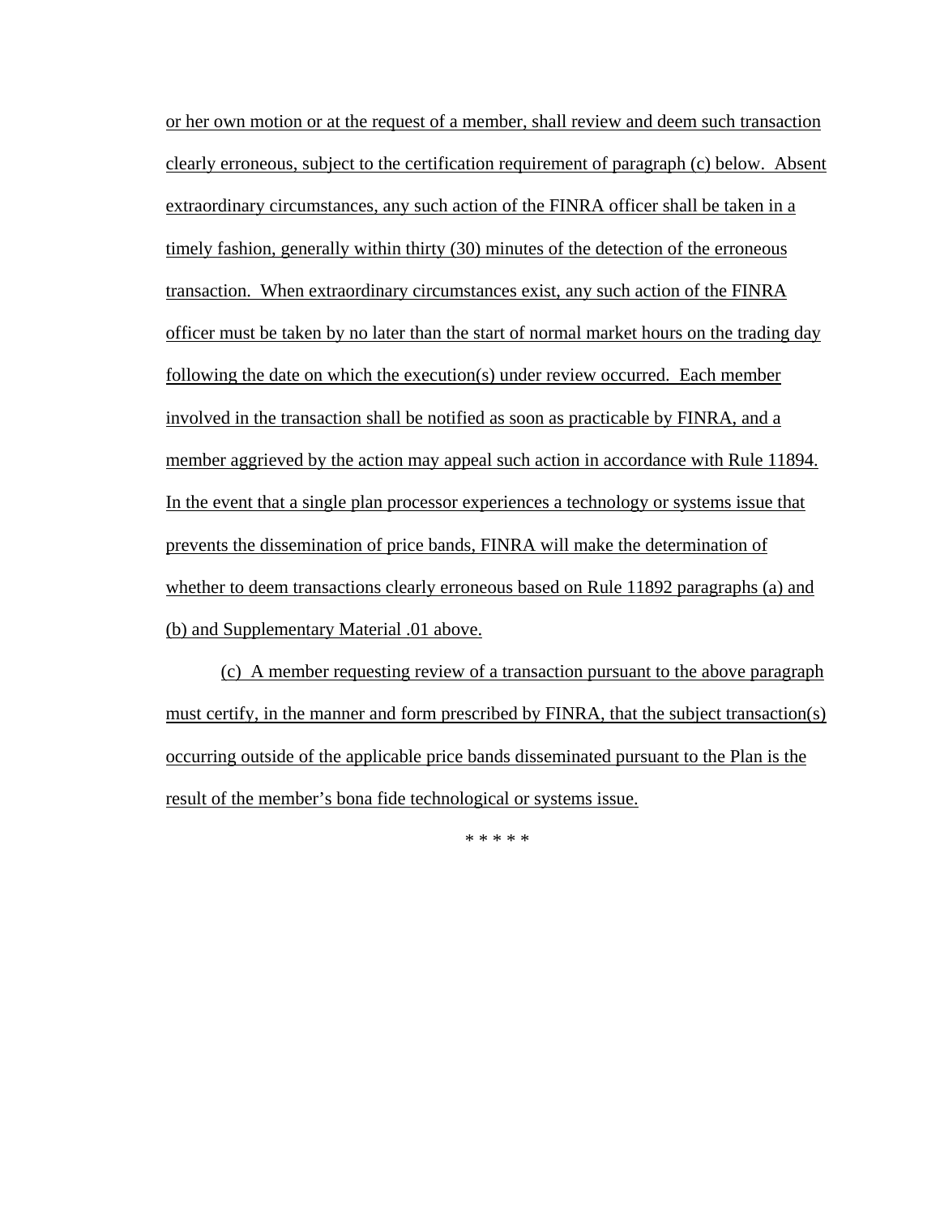or her own motion or at the request of a member, shall review and deem such transaction clearly erroneous, subject to the certification requirement of paragraph (c) below. Absent extraordinary circumstances, any such action of the FINRA officer shall be taken in a timely fashion, generally within thirty (30) minutes of the detection of the erroneous transaction. When extraordinary circumstances exist, any such action of the FINRA officer must be taken by no later than the start of normal market hours on the trading day following the date on which the execution(s) under review occurred. Each member involved in the transaction shall be notified as soon as practicable by FINRA, and a member aggrieved by the action may appeal such action in accordance with Rule 11894. In the event that a single plan processor experiences a technology or systems issue that prevents the dissemination of price bands, FINRA will make the determination of whether to deem transactions clearly erroneous based on Rule 11892 paragraphs (a) and (b) and Supplementary Material .01 above.

(c) A member requesting review of a transaction pursuant to the above paragraph must certify, in the manner and form prescribed by FINRA, that the subject transaction(s) occurring outside of the applicable price bands disseminated pursuant to the Plan is the result of the member's bona fide technological or systems issue.

* * * * *